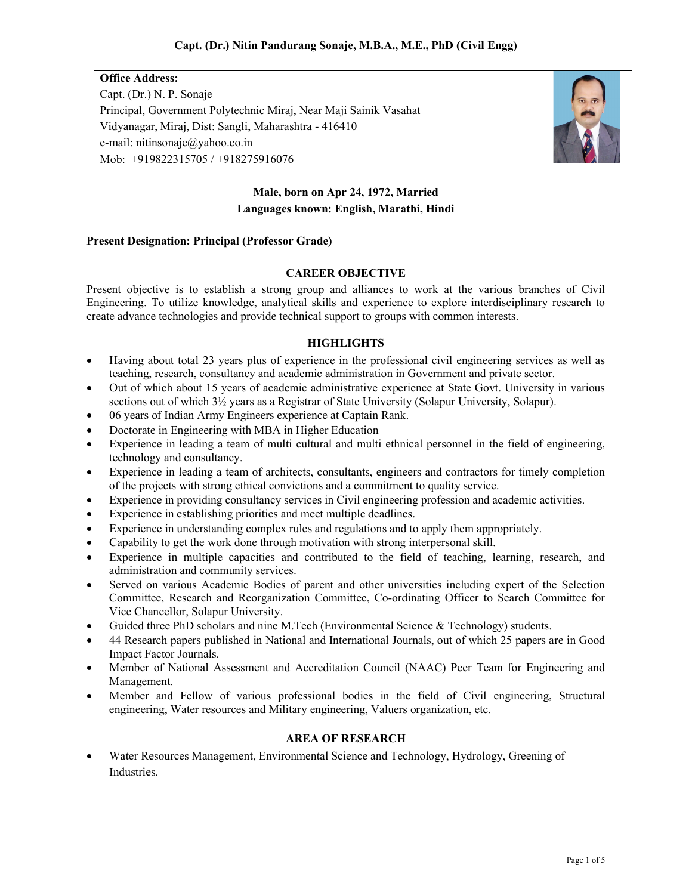# Capt. (Dr.) Nitin Pandurang Sonaje, M.B.A., M.E., PhD (Civil Engg)

**Office Address:**
Capt. (Dr.) N. P. Sonaje
Principal, Government Polytechnic Miraj, Near Maji Sainik Vasahat
Vidyanagar, Miraj, Dist: Sangli, Maharashtra - 416410
e-mail: nitinsonaje@yahoo.co.in
Mob: +919822315705 / +918275916076

**Male, born on Apr 24, 1972, Married**
**Languages known: English, Marathi, Hindi**

**Present Designation: Principal (Professor Grade)**

## CAREER OBJECTIVE

Present objective is to establish a strong group and alliances to work at the various branches of Civil Engineering. To utilize knowledge, analytical skills and experience to explore interdisciplinary research to create advance technologies and provide technical support to groups with common interests.

## HIGHLIGHTS

- Having about total 23 years plus of experience in the professional civil engineering services as well as teaching, research, consultancy and academic administration in Government and private sector.
- Out of which about 15 years of academic administrative experience at State Govt. University in various sections out of which 3½ years as a Registrar of State University (Solapur University, Solapur).
- 06 years of Indian Army Engineers experience at Captain Rank.
- Doctorate in Engineering with MBA in Higher Education
- Experience in leading a team of multi cultural and multi ethnical personnel in the field of engineering, technology and consultancy.
- Experience in leading a team of architects, consultants, engineers and contractors for timely completion of the projects with strong ethical convictions and a commitment to quality service.
- Experience in providing consultancy services in Civil engineering profession and academic activities.
- Experience in establishing priorities and meet multiple deadlines.
- Experience in understanding complex rules and regulations and to apply them appropriately.
- Capability to get the work done through motivation with strong interpersonal skill.
- Experience in multiple capacities and contributed to the field of teaching, learning, research, and administration and community services.
- Served on various Academic Bodies of parent and other universities including expert of the Selection Committee, Research and Reorganization Committee, Co-ordinating Officer to Search Committee for Vice Chancellor, Solapur University.
- Guided three PhD scholars and nine M.Tech (Environmental Science & Technology) students.
- 44 Research papers published in National and International Journals, out of which 25 papers are in Good Impact Factor Journals.
- Member of National Assessment and Accreditation Council (NAAC) Peer Team for Engineering and Management.
- Member and Fellow of various professional bodies in the field of Civil engineering, Structural engineering, Water resources and Military engineering, Valuers organization, etc.

## AREA OF RESEARCH

- Water Resources Management, Environmental Science and Technology, Hydrology, Greening of Industries.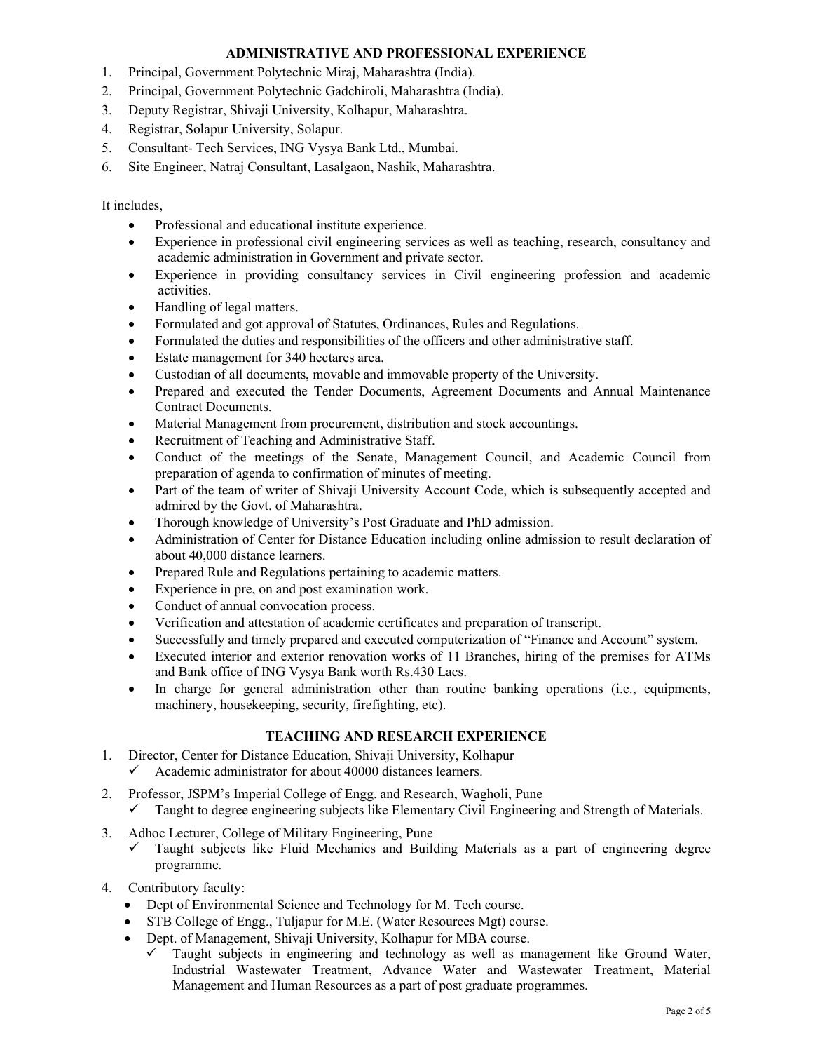## ADMINISTRATIVE AND PROFESSIONAL EXPERIENCE

1. Principal, Government Polytechnic Miraj, Maharashtra (India).
2. Principal, Government Polytechnic Gadchiroli, Maharashtra (India).
3. Deputy Registrar, Shivaji University, Kolhapur, Maharashtra.
4. Registrar, Solapur University, Solapur.
5. Consultant- Tech Services, ING Vysya Bank Ltd., Mumbai.
6. Site Engineer, Natraj Consultant, Lasalgaon, Nashik, Maharashtra.

It includes,

- Professional and educational institute experience.
- Experience in professional civil engineering services as well as teaching, research, consultancy and academic administration in Government and private sector.
- Experience in providing consultancy services in Civil engineering profession and academic activities.
- Handling of legal matters.
- Formulated and got approval of Statutes, Ordinances, Rules and Regulations.
- Formulated the duties and responsibilities of the officers and other administrative staff.
- Estate management for 340 hectares area.
- Custodian of all documents, movable and immovable property of the University.
- Prepared and executed the Tender Documents, Agreement Documents and Annual Maintenance Contract Documents.
- Material Management from procurement, distribution and stock accountings.
- Recruitment of Teaching and Administrative Staff.
- Conduct of the meetings of the Senate, Management Council, and Academic Council from preparation of agenda to confirmation of minutes of meeting.
- Part of the team of writer of Shivaji University Account Code, which is subsequently accepted and admired by the Govt. of Maharashtra.
- Thorough knowledge of University's Post Graduate and PhD admission.
- Administration of Center for Distance Education including online admission to result declaration of about 40,000 distance learners.
- Prepared Rule and Regulations pertaining to academic matters.
- Experience in pre, on and post examination work.
- Conduct of annual convocation process.
- Verification and attestation of academic certificates and preparation of transcript.
- Successfully and timely prepared and executed computerization of "Finance and Account" system.
- Executed interior and exterior renovation works of 11 Branches, hiring of the premises for ATMs and Bank office of ING Vysya Bank worth Rs.430 Lacs.
- In charge for general administration other than routine banking operations (i.e., equipments, machinery, housekeeping, security, firefighting, etc).

## TEACHING AND RESEARCH EXPERIENCE

1. Director, Center for Distance Education, Shivaji University, Kolhapur
   - ✓ Academic administrator for about 40000 distances learners.
2. Professor, JSPM's Imperial College of Engg. and Research, Wagholi, Pune
   - ✓ Taught to degree engineering subjects like Elementary Civil Engineering and Strength of Materials.
3. Adhoc Lecturer, College of Military Engineering, Pune
   - ✓ Taught subjects like Fluid Mechanics and Building Materials as a part of engineering degree programme.
4. Contributory faculty:
   - Dept of Environmental Science and Technology for M. Tech course.
   - STB College of Engg., Tuljapur for M.E. (Water Resources Mgt) course.
   - Dept. of Management, Shivaji University, Kolhapur for MBA course.
     - ✓ Taught subjects in engineering and technology as well as management like Ground Water, Industrial Wastewater Treatment, Advance Water and Wastewater Treatment, Material Management and Human Resources as a part of post graduate programmes.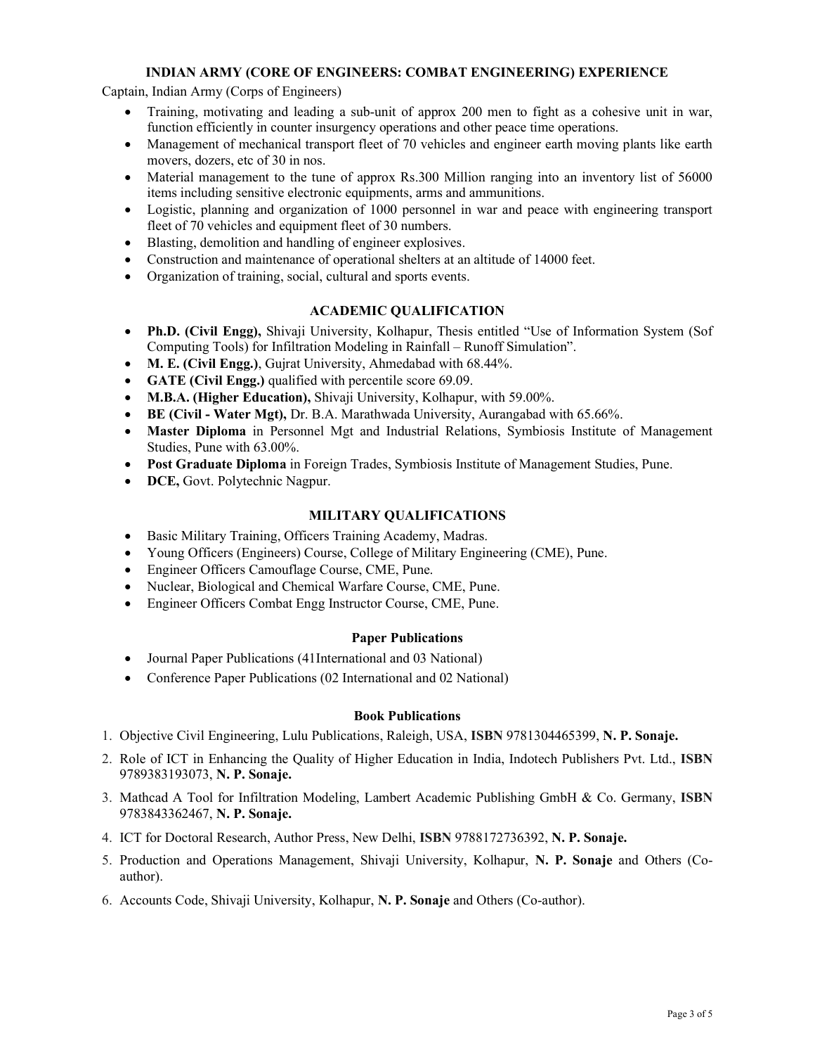## INDIAN ARMY (CORE OF ENGINEERS: COMBAT ENGINEERING) EXPERIENCE

Captain, Indian Army (Corps of Engineers)

- Training, motivating and leading a sub-unit of approx 200 men to fight as a cohesive unit in war, function efficiently in counter insurgency operations and other peace time operations.
- Management of mechanical transport fleet of 70 vehicles and engineer earth moving plants like earth movers, dozers, etc of 30 in nos.
- Material management to the tune of approx Rs.300 Million ranging into an inventory list of 56000 items including sensitive electronic equipments, arms and ammunitions.
- Logistic, planning and organization of 1000 personnel in war and peace with engineering transport fleet of 70 vehicles and equipment fleet of 30 numbers.
- Blasting, demolition and handling of engineer explosives.
- Construction and maintenance of operational shelters at an altitude of 14000 feet.
- Organization of training, social, cultural and sports events.

## ACADEMIC QUALIFICATION

- **Ph.D. (Civil Engg),** Shivaji University, Kolhapur, Thesis entitled "Use of Information System (Sof Computing Tools) for Infiltration Modeling in Rainfall – Runoff Simulation".
- **M. E. (Civil Engg.)**, Gujrat University, Ahmedabad with 68.44%.
- **GATE (Civil Engg.)** qualified with percentile score 69.09.
- **M.B.A. (Higher Education),** Shivaji University, Kolhapur, with 59.00%.
- **BE (Civil - Water Mgt),** Dr. B.A. Marathwada University, Aurangabad with 65.66%.
- **Master Diploma** in Personnel Mgt and Industrial Relations, Symbiosis Institute of Management Studies, Pune with 63.00%.
- **Post Graduate Diploma** in Foreign Trades, Symbiosis Institute of Management Studies, Pune.
- **DCE,** Govt. Polytechnic Nagpur.

## MILITARY QUALIFICATIONS

- Basic Military Training, Officers Training Academy, Madras.
- Young Officers (Engineers) Course, College of Military Engineering (CME), Pune.
- Engineer Officers Camouflage Course, CME, Pune.
- Nuclear, Biological and Chemical Warfare Course, CME, Pune.
- Engineer Officers Combat Engg Instructor Course, CME, Pune.

### Paper Publications

- Journal Paper Publications (41International and 03 National)
- Conference Paper Publications (02 International and 02 National)

### Book Publications

1. Objective Civil Engineering, Lulu Publications, Raleigh, USA, **ISBN** 9781304465399, **N. P. Sonaje.**
2. Role of ICT in Enhancing the Quality of Higher Education in India, Indotech Publishers Pvt. Ltd., **ISBN** 9789383193073, **N. P. Sonaje.**
3. Mathcad A Tool for Infiltration Modeling, Lambert Academic Publishing GmbH & Co. Germany, **ISBN** 9783843362467, **N. P. Sonaje.**
4. ICT for Doctoral Research, Author Press, New Delhi, **ISBN** 9788172736392, **N. P. Sonaje.**
5. Production and Operations Management, Shivaji University, Kolhapur, **N. P. Sonaje** and Others (Co-author).
6. Accounts Code, Shivaji University, Kolhapur, **N. P. Sonaje** and Others (Co-author).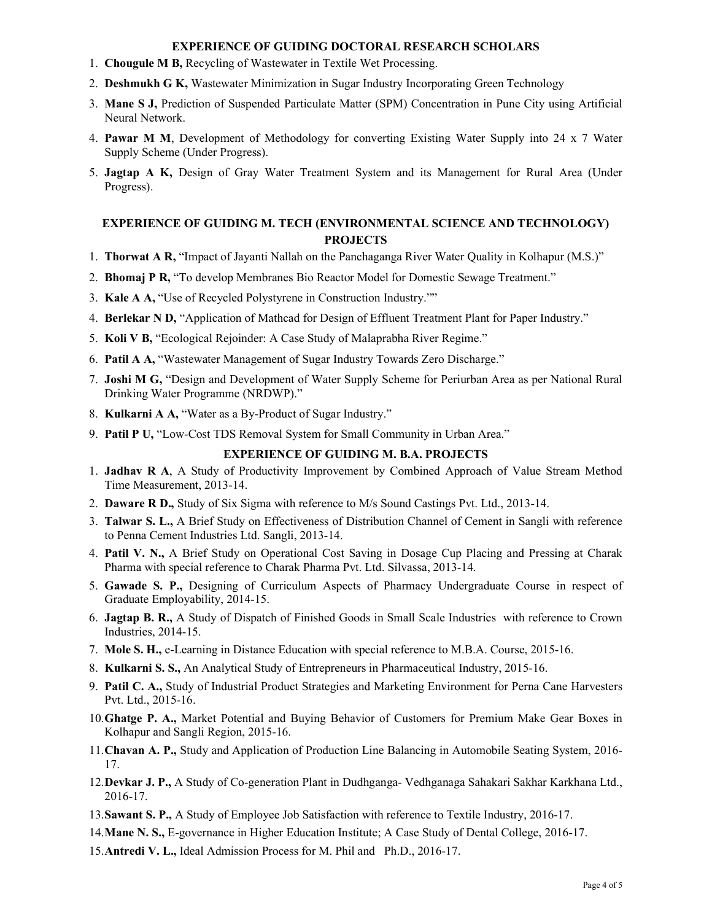## EXPERIENCE OF GUIDING DOCTORAL RESEARCH SCHOLARS

1. **Chougule M B,** Recycling of Wastewater in Textile Wet Processing.
2. **Deshmukh G K,** Wastewater Minimization in Sugar Industry Incorporating Green Technology
3. **Mane S J,** Prediction of Suspended Particulate Matter (SPM) Concentration in Pune City using Artificial Neural Network.
4. **Pawar M M**, Development of Methodology for converting Existing Water Supply into 24 x 7 Water Supply Scheme (Under Progress).
5. **Jagtap A K,** Design of Gray Water Treatment System and its Management for Rural Area (Under Progress).

## EXPERIENCE OF GUIDING M. TECH (ENVIRONMENTAL SCIENCE AND TECHNOLOGY) PROJECTS

1. **Thorwat A R,** "Impact of Jayanti Nallah on the Panchaganga River Water Quality in Kolhapur (M.S.)"
2. **Bhomaj P R,** "To develop Membranes Bio Reactor Model for Domestic Sewage Treatment."
3. **Kale A A,** "Use of Recycled Polystyrene in Construction Industry.""
4. **Berlekar N D,** "Application of Mathcad for Design of Effluent Treatment Plant for Paper Industry."
5. **Koli V B,** "Ecological Rejoinder: A Case Study of Malaprabha River Regime."
6. **Patil A A,** "Wastewater Management of Sugar Industry Towards Zero Discharge."
7. **Joshi M G,** "Design and Development of Water Supply Scheme for Periurban Area as per National Rural Drinking Water Programme (NRDWP)."
8. **Kulkarni A A,** "Water as a By-Product of Sugar Industry."
9. **Patil P U,** "Low-Cost TDS Removal System for Small Community in Urban Area."

## EXPERIENCE OF GUIDING M. B.A. PROJECTS

1. **Jadhav R A**, A Study of Productivity Improvement by Combined Approach of Value Stream Method Time Measurement, 2013-14.
2. **Daware R D.,** Study of Six Sigma with reference to M/s Sound Castings Pvt. Ltd., 2013-14.
3. **Talwar S. L.,** A Brief Study on Effectiveness of Distribution Channel of Cement in Sangli with reference to Penna Cement Industries Ltd. Sangli, 2013-14.
4. **Patil V. N.,** A Brief Study on Operational Cost Saving in Dosage Cup Placing and Pressing at Charak Pharma with special reference to Charak Pharma Pvt. Ltd. Silvassa, 2013-14.
5. **Gawade S. P.,** Designing of Curriculum Aspects of Pharmacy Undergraduate Course in respect of Graduate Employability, 2014-15.
6. **Jagtap B. R.,** A Study of Dispatch of Finished Goods in Small Scale Industries with reference to Crown Industries, 2014-15.
7. **Mole S. H.,** e-Learning in Distance Education with special reference to M.B.A. Course, 2015-16.
8. **Kulkarni S. S.,** An Analytical Study of Entrepreneurs in Pharmaceutical Industry, 2015-16.
9. **Patil C. A.,** Study of Industrial Product Strategies and Marketing Environment for Perna Cane Harvesters Pvt. Ltd., 2015-16.
10. **Ghatge P. A.,** Market Potential and Buying Behavior of Customers for Premium Make Gear Boxes in Kolhapur and Sangli Region, 2015-16.
11. **Chavan A. P.,** Study and Application of Production Line Balancing in Automobile Seating System, 2016-17.
12. **Devkar J. P.,** A Study of Co-generation Plant in Dudhganga- Vedhganaga Sahakari Sakhar Karkhana Ltd., 2016-17.
13. **Sawant S. P.,** A Study of Employee Job Satisfaction with reference to Textile Industry, 2016-17.
14. **Mane N. S.,** E-governance in Higher Education Institute; A Case Study of Dental College, 2016-17.
15. **Antredi V. L.,** Ideal Admission Process for M. Phil and Ph.D., 2016-17.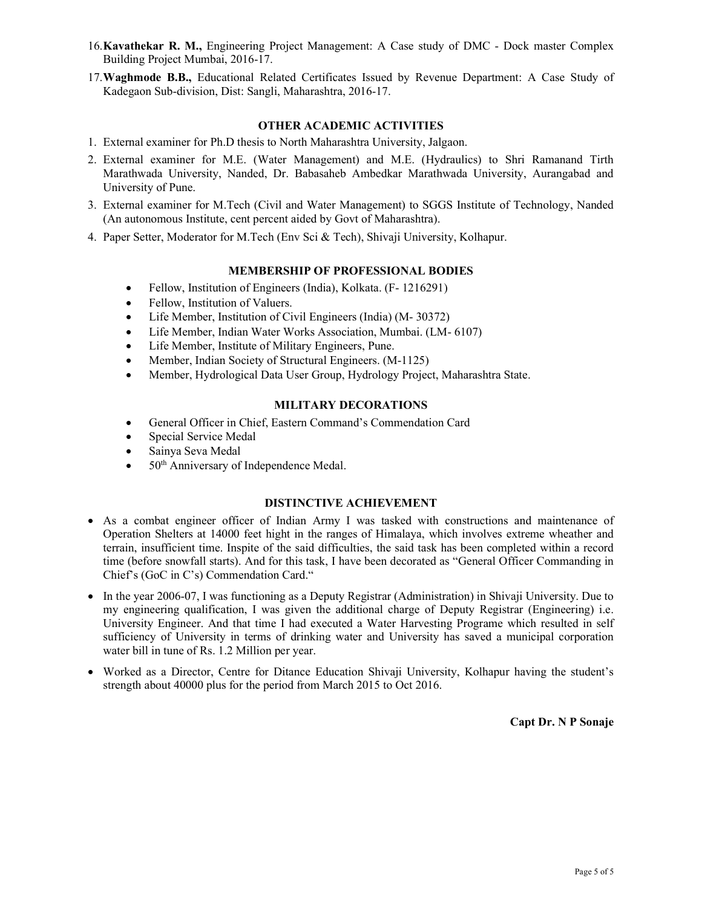16. **Kavathekar R. M.,** Engineering Project Management: A Case study of DMC - Dock master Complex Building Project Mumbai, 2016-17.
17. **Waghmode B.B.,** Educational Related Certificates Issued by Revenue Department: A Case Study of Kadegaon Sub-division, Dist: Sangli, Maharashtra, 2016-17.

## OTHER ACADEMIC ACTIVITIES

1. External examiner for Ph.D thesis to North Maharashtra University, Jalgaon.
2. External examiner for M.E. (Water Management) and M.E. (Hydraulics) to Shri Ramanand Tirth Marathwada University, Nanded, Dr. Babasaheb Ambedkar Marathwada University, Aurangabad and University of Pune.
3. External examiner for M.Tech (Civil and Water Management) to SGGS Institute of Technology, Nanded (An autonomous Institute, cent percent aided by Govt of Maharashtra).
4. Paper Setter, Moderator for M.Tech (Env Sci & Tech), Shivaji University, Kolhapur.

## MEMBERSHIP OF PROFESSIONAL BODIES

- Fellow, Institution of Engineers (India), Kolkata. (F- 1216291)
- Fellow, Institution of Valuers.
- Life Member, Institution of Civil Engineers (India) (M- 30372)
- Life Member, Indian Water Works Association, Mumbai. (LM- 6107)
- Life Member, Institute of Military Engineers, Pune.
- Member, Indian Society of Structural Engineers. (M-1125)
- Member, Hydrological Data User Group, Hydrology Project, Maharashtra State.

## MILITARY DECORATIONS

- General Officer in Chief, Eastern Command's Commendation Card
- Special Service Medal
- Sainya Seva Medal
- 50th Anniversary of Independence Medal.

## DISTINCTIVE ACHIEVEMENT

- As a combat engineer officer of Indian Army I was tasked with constructions and maintenance of Operation Shelters at 14000 feet hight in the ranges of Himalaya, which involves extreme wheather and terrain, insufficient time. Inspite of the said difficulties, the said task has been completed within a record time (before snowfall starts). And for this task, I have been decorated as "General Officer Commanding in Chief's (GoC in C's) Commendation Card."
- In the year 2006-07, I was functioning as a Deputy Registrar (Administration) in Shivaji University. Due to my engineering qualification, I was given the additional charge of Deputy Registrar (Engineering) i.e. University Engineer. And that time I had executed a Water Harvesting Programe which resulted in self sufficiency of University in terms of drinking water and University has saved a municipal corporation water bill in tune of Rs. 1.2 Million per year.
- Worked as a Director, Centre for Ditance Education Shivaji University, Kolhapur having the student's strength about 40000 plus for the period from March 2015 to Oct 2016.

**Capt Dr. N P Sonaje**